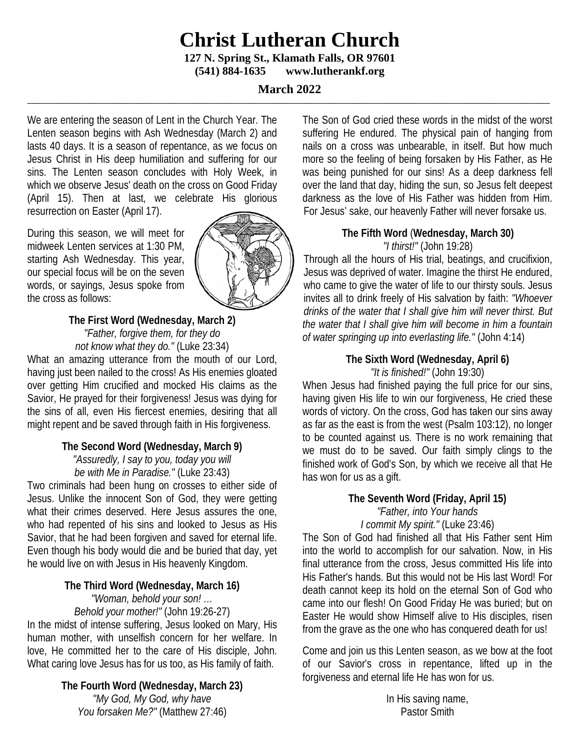# Christ Lutheran Church

**127 N. Spring St., Klamath Falls, OR 97601**
**(541) 884-1635 www.lutherankf.org**

**March 2022**

---

We are entering the season of Lent in the Church Year. The Lenten season begins with Ash Wednesday (March 2) and lasts 40 days. It is a season of repentance, as we focus on Jesus Christ in His deep humiliation and suffering for our sins. The Lenten season concludes with Holy Week, in which we observe Jesus' death on the cross on Good Friday (April 15). Then at last, we celebrate His glorious resurrection on Easter (April 17).

During this season, we will meet for midweek Lenten services at 1:30 PM, starting Ash Wednesday. This year, our special focus will be on the seven words, or sayings, Jesus spoke from the cross as follows:

**The First Word (Wednesday, March 2)**
*"Father, forgive them, for they do not know what they do."* (Luke 23:34)

What an amazing utterance from the mouth of our Lord, having just been nailed to the cross! As His enemies gloated over getting Him crucified and mocked His claims as the Savior, He prayed for their forgiveness! Jesus was dying for the sins of all, even His fiercest enemies, desiring that all might repent and be saved through faith in His forgiveness.

**The Second Word (Wednesday, March 9)**
*"Assuredly, I say to you, today you will be with Me in Paradise."* (Luke 23:43)

Two criminals had been hung on crosses to either side of Jesus. Unlike the innocent Son of God, they were getting what their crimes deserved. Here Jesus assures the one, who had repented of his sins and looked to Jesus as His Savior, that he had been forgiven and saved for eternal life. Even though his body would die and be buried that day, yet he would live on with Jesus in His heavenly Kingdom.

**The Third Word (Wednesday, March 16)**
*"Woman, behold your son! … Behold your mother!"* (John 19:26-27)

In the midst of intense suffering, Jesus looked on Mary, His human mother, with unselfish concern for her welfare. In love, He committed her to the care of His disciple, John. What caring love Jesus has for us too, as His family of faith.

**The Fourth Word (Wednesday, March 23)**
*"My God, My God, why have You forsaken Me?"* (Matthew 27:46)

The Son of God cried these words in the midst of the worst suffering He endured. The physical pain of hanging from nails on a cross was unbearable, in itself. But how much more so the feeling of being forsaken by His Father, as He was being punished for our sins! As a deep darkness fell over the land that day, hiding the sun, so Jesus felt deepest darkness as the love of His Father was hidden from Him. For Jesus' sake, our heavenly Father will never forsake us.

**The Fifth Word (Wednesday, March 30)**
*"I thirst!"* (John 19:28)

Through all the hours of His trial, beatings, and crucifixion, Jesus was deprived of water. Imagine the thirst He endured, who came to give the water of life to our thirsty souls. Jesus invites all to drink freely of His salvation by faith: *"Whoever drinks of the water that I shall give him will never thirst. But the water that I shall give him will become in him a fountain of water springing up into everlasting life."* (John 4:14)

**The Sixth Word (Wednesday, April 6)**
*"It is finished!"* (John 19:30)

When Jesus had finished paying the full price for our sins, having given His life to win our forgiveness, He cried these words of victory. On the cross, God has taken our sins away as far as the east is from the west (Psalm 103:12), no longer to be counted against us. There is no work remaining that we must do to be saved. Our faith simply clings to the finished work of God's Son, by which we receive all that He has won for us as a gift.

**The Seventh Word (Friday, April 15)**
*"Father, into Your hands I commit My spirit."* (Luke 23:46)

The Son of God had finished all that His Father sent Him into the world to accomplish for our salvation. Now, in His final utterance from the cross, Jesus committed His life into His Father's hands. But this would not be His last Word! For death cannot keep its hold on the eternal Son of God who came into our flesh! On Good Friday He was buried; but on Easter He would show Himself alive to His disciples, risen from the grave as the one who has conquered death for us!

Come and join us this Lenten season, as we bow at the foot of our Savior's cross in repentance, lifted up in the forgiveness and eternal life He has won for us.

In His saving name,
Pastor Smith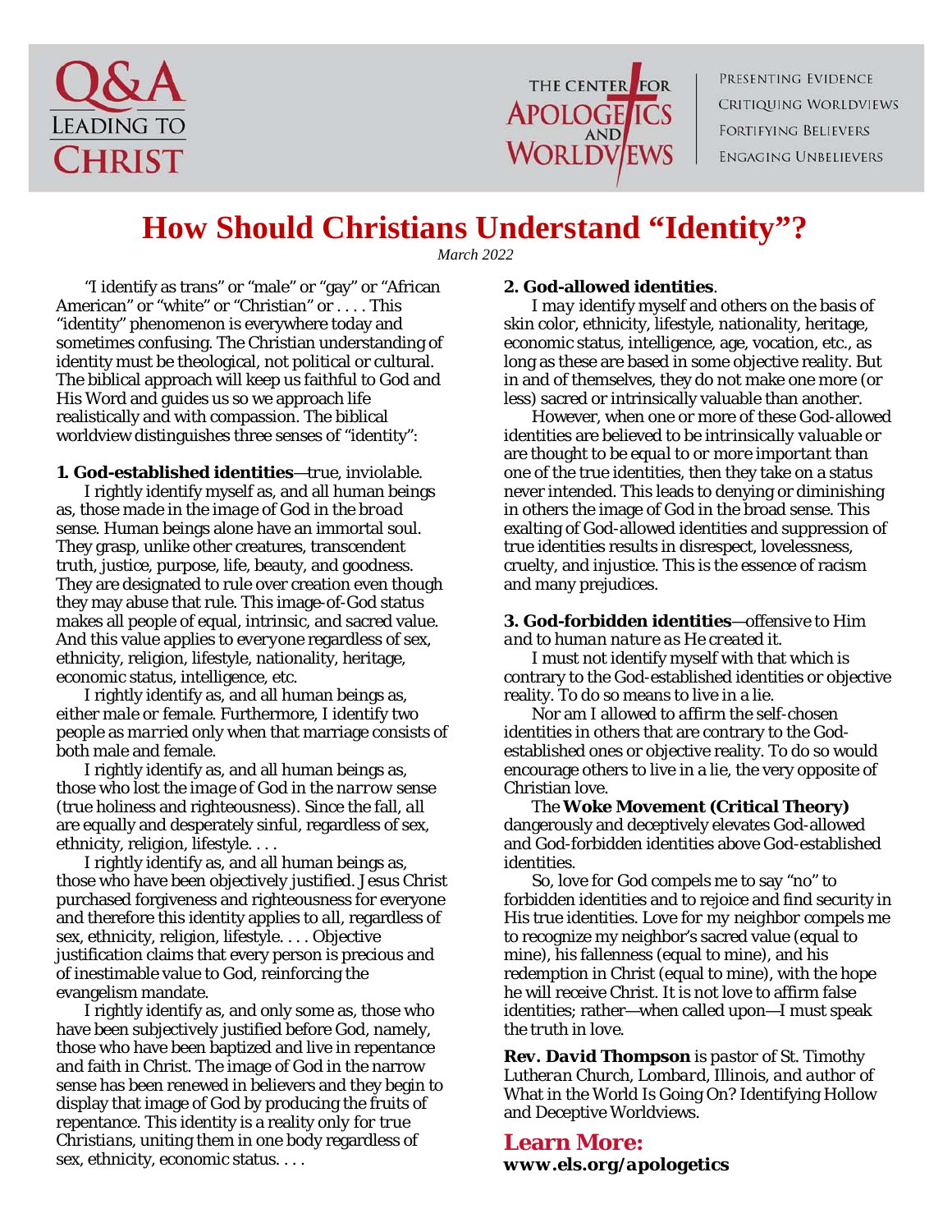Q&A LEADING TO CHRIST

THE CENTER FOR APOLOGETICS AND WORLDVIEWS

PRESENTING EVIDENCE
CRITIQUING WORLDVIEWS
FORTIFYING BELIEVERS
ENGAGING UNBELIEVERS

# How Should Christians Understand "Identity"?

*March 2022*

"I identify as trans" or "male" or "gay" or "African American" or "white" or "Christian" or . . . . This "identity" phenomenon is everywhere today and sometimes confusing. The Christian understanding of identity must be theological, not political or cultural. The biblical approach will keep us faithful to God and His Word and guides us so we approach life realistically and with compassion. The biblical worldview distinguishes three senses of "identity":

**1. God-established identities**—*true, inviolable.*

I rightly identify myself as, and all human beings as, those *made in the image of God in the broad* sense. Human beings alone have an immortal soul. They grasp, unlike other creatures, transcendent truth, justice, purpose, life, beauty, and goodness. They are designated to rule over creation even though they may abuse that rule. This image-of-God status makes all people of equal, intrinsic, and sacred value. And this value applies to *everyone* regardless of sex, ethnicity, religion, lifestyle, nationality, heritage, economic status, intelligence, etc.

I rightly identify as, and all human beings as, either *male or female*. Furthermore, I identify two people as *married* only when that marriage consists of both male and female.

I rightly identify as, and all human beings as, those who *lost the image of God in the narrow* sense (true holiness and righteousness). Since the fall, *all* are equally and desperately sinful, regardless of sex, ethnicity, religion, lifestyle. . . .

I rightly identify as, and all human beings as, those who have been objectively justified. Jesus Christ purchased forgiveness and righteousness for everyone and therefore this identity applies to *all*, regardless of sex, ethnicity, religion, lifestyle. . . . Objective justification claims that every person is precious and of inestimable value to God, reinforcing the evangelism mandate.

I rightly identify as, and only some as, those who have been subjectively justified before God, namely, those who have been baptized and live in repentance and faith in Christ. The image of God in the narrow sense has been renewed in believers and they begin to display that image of God by producing the fruits of repentance. This identity is a reality only for *true Christians*, uniting them in one body regardless of sex, ethnicity, economic status. . . .

**2. God-allowed identities**.

I *may* identify myself and others on the basis of skin color, ethnicity, lifestyle, nationality, heritage, economic status, intelligence, age, vocation, etc., as long as these are based in some objective reality. But in and of themselves, they do not make one more (or less) sacred or intrinsically valuable than another.

However, when one or more of these God-allowed identities are believed to be *intrinsically valuable* or are thought to be *equal to or more important* than one of the true identities, then they take on a status never intended. This leads to denying or diminishing in others the image of God in the broad sense. This exalting of God-allowed identities and suppression of true identities results in disrespect, lovelessness, cruelty, and injustice. This is the essence of racism and many prejudices.

**3. God-forbidden identities**—*offensive to Him and to human nature as He created it.*

I must not identify myself with that which is contrary to the God-established identities or objective reality. To do so means to *live in a lie*.

Nor am I allowed to *affirm* the self-chosen identities in others that are contrary to the God-established ones or objective reality. To do so would encourage others to live in a lie, the very opposite of Christian love.

The **Woke Movement (Critical Theory)** dangerously and deceptively elevates God-allowed and God-forbidden identities above God-established identities.

So, love for God compels me to say "no" to forbidden identities and to rejoice and find security in His true identities. Love for my neighbor compels me to recognize my neighbor's sacred value (equal to mine), his fallenness (equal to mine), and his redemption in Christ (equal to mine), with the hope he will receive Christ. It is not love to affirm false identities; rather—when called upon—I must speak the truth in love.

***Rev. David Thompson** is pastor of St. Timothy Lutheran Church, Lombard, Illinois, and author of* What in the World Is Going On? Identifying Hollow and Deceptive Worldviews.

## Learn More:

**www.els.org/apologetics**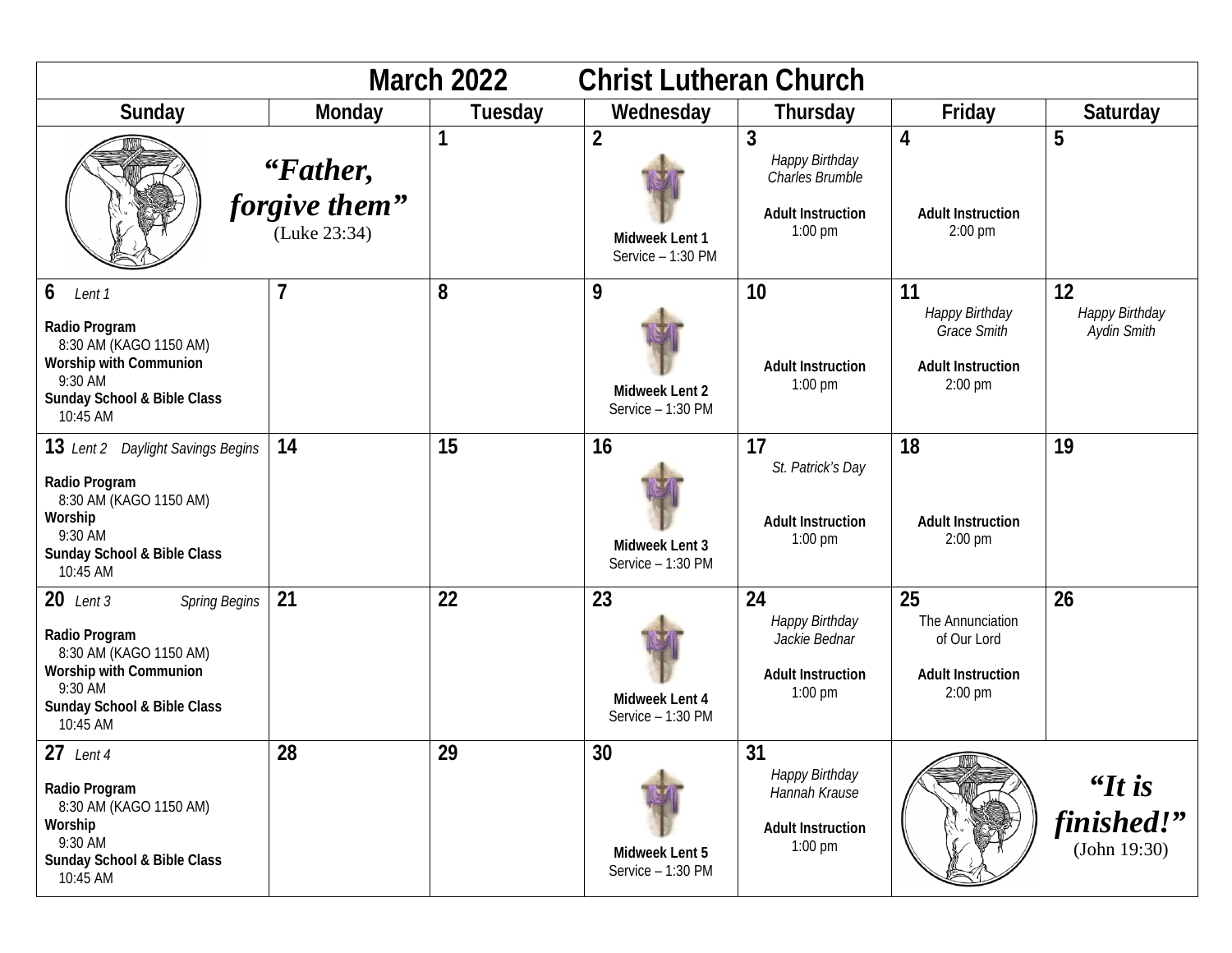# March 2022 Christ Lutheran Church

| Sunday | Monday | Tuesday | Wednesday | Thursday | Friday | Saturday |
|---|---|---|---|---|---|---|
| ***"Father, forgive them"*** (Luke 23:34) | | 1 | 2<br><br>**Midweek Lent 1**<br>Service – 1:30 PM | 3<br>*Happy Birthday Charles Brumble*<br><br>**Adult Instruction**<br>1:00 pm | 4<br><br>**Adult Instruction**<br>2:00 pm | 5 |
| 6 *Lent 1*<br><br>**Radio Program**<br>8:30 AM (KAGO 1150 AM)<br>**Worship with Communion**<br>9:30 AM<br>**Sunday School & Bible Class**<br>10:45 AM | 7 | 8 | 9<br><br>**Midweek Lent 2**<br>Service – 1:30 PM | 10<br><br>**Adult Instruction**<br>1:00 pm | 11<br>*Happy Birthday Grace Smith*<br><br>**Adult Instruction**<br>2:00 pm | 12<br>*Happy Birthday Aydin Smith* |
| 13 *Lent 2 Daylight Savings Begins*<br><br>**Radio Program**<br>8:30 AM (KAGO 1150 AM)<br>**Worship**<br>9:30 AM<br>**Sunday School & Bible Class**<br>10:45 AM | 14 | 15 | 16<br><br>**Midweek Lent 3**<br>Service – 1:30 PM | 17<br>*St. Patrick's Day*<br><br>**Adult Instruction**<br>1:00 pm | 18<br><br>**Adult Instruction**<br>2:00 pm | 19 |
| 20 *Lent 3 Spring Begins*<br><br>**Radio Program**<br>8:30 AM (KAGO 1150 AM)<br>**Worship with Communion**<br>9:30 AM<br>**Sunday School & Bible Class**<br>10:45 AM | 21 | 22 | 23<br><br>**Midweek Lent 4**<br>Service – 1:30 PM | 24<br>*Happy Birthday Jackie Bednar*<br><br>**Adult Instruction**<br>1:00 pm | 25<br>The Annunciation of Our Lord<br><br>**Adult Instruction**<br>2:00 pm | 26 |
| 27 *Lent 4*<br><br>**Radio Program**<br>8:30 AM (KAGO 1150 AM)<br>**Worship**<br>9:30 AM<br>**Sunday School & Bible Class**<br>10:45 AM | 28 | 29 | 30<br><br>**Midweek Lent 5**<br>Service – 1:30 PM | 31<br>*Happy Birthday Hannah Krause*<br><br>**Adult Instruction**<br>1:00 pm | ***"It is finished!"*** (John 19:30) | |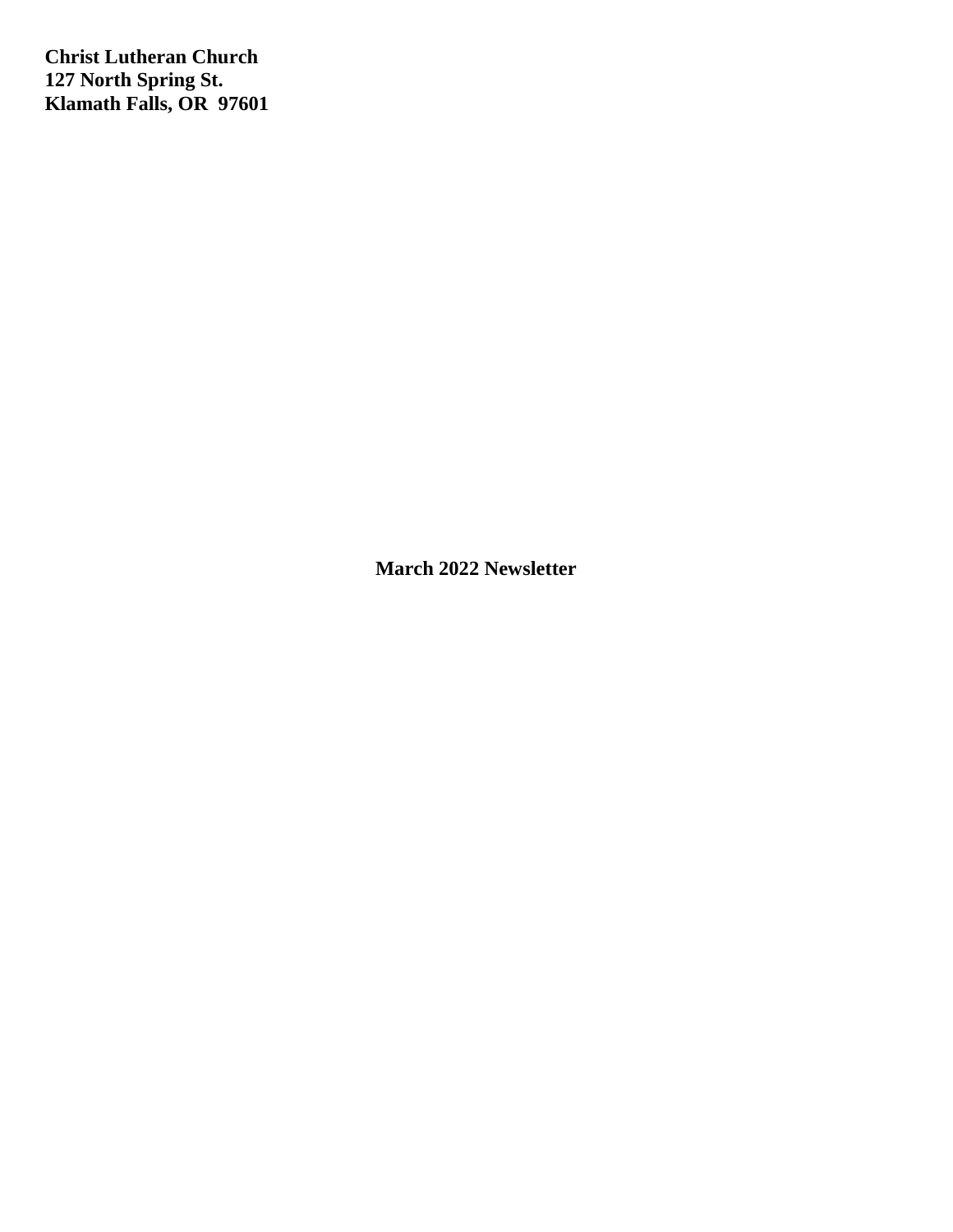**Christ Lutheran Church**
**127 North Spring St.**
**Klamath Falls, OR 97601**

**March 2022 Newsletter**